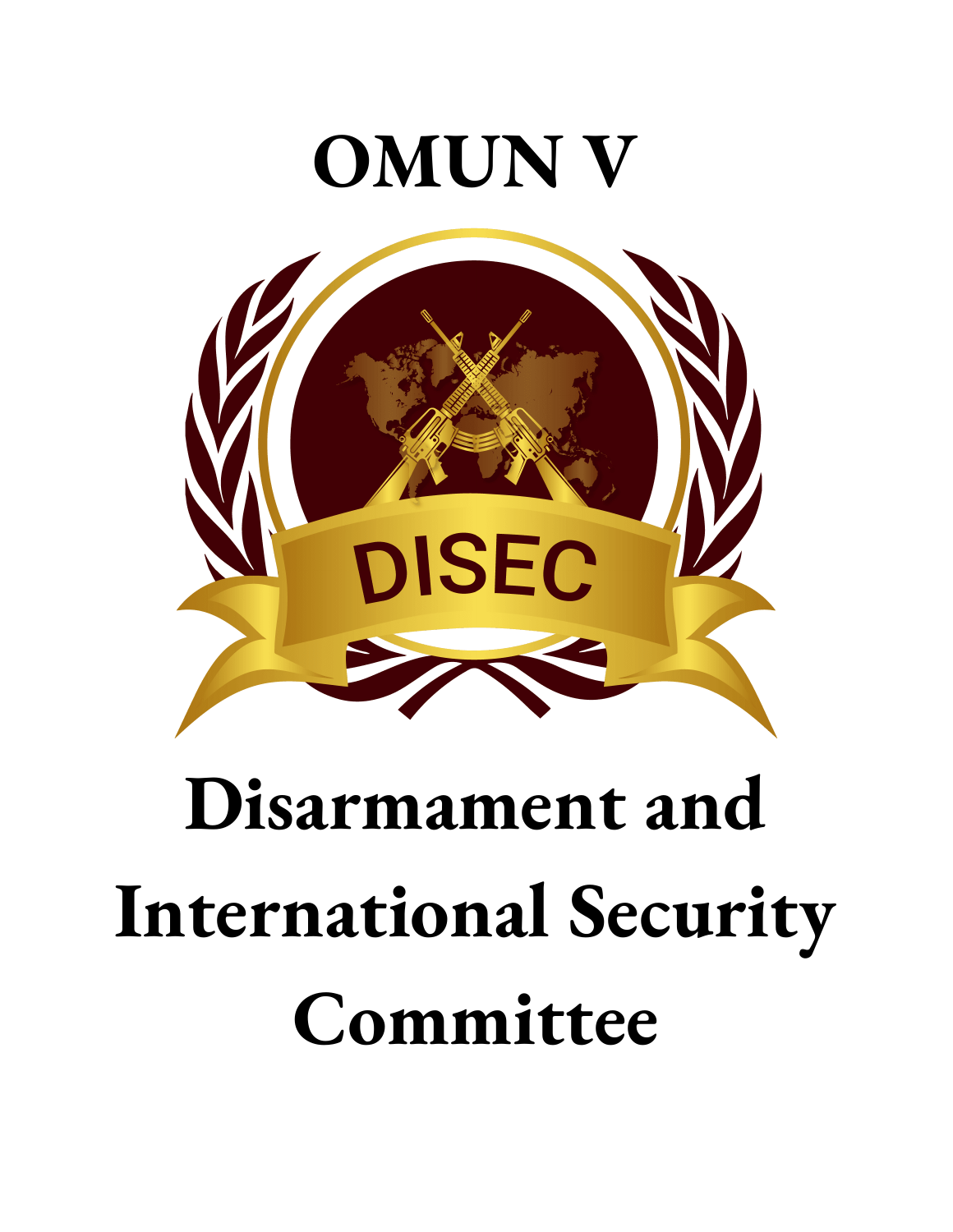# OMUN V

DISEC

# Disarmament and International Security Committee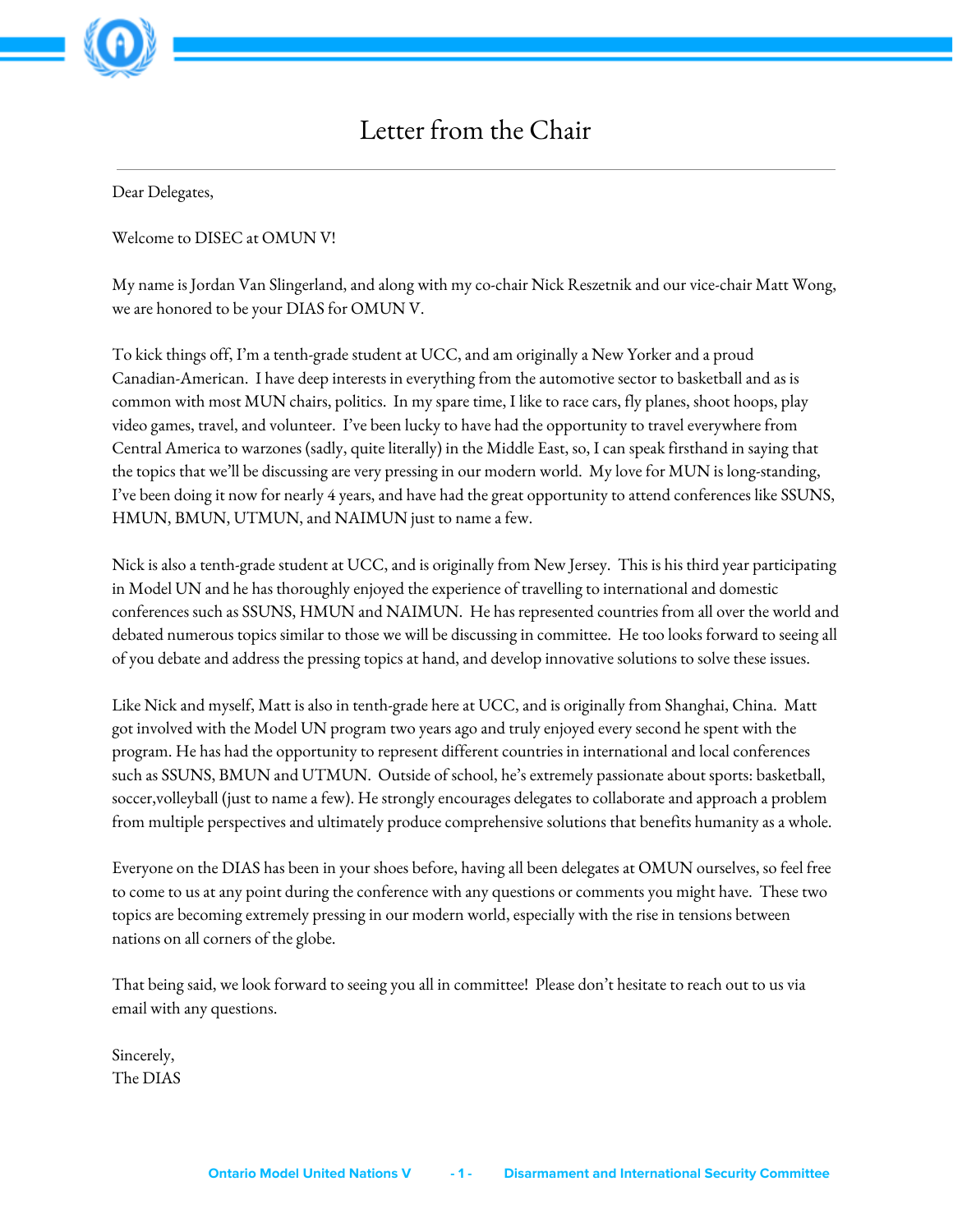# Letter from the Chair

Dear Delegates,

Welcome to DISEC at OMUN V!

My name is Jordan Van Slingerland, and along with my co-chair Nick Reszetnik and our vice-chair Matt Wong, we are honored to be your DIAS for OMUN V.

To kick things off, I'm a tenth-grade student at UCC, and am originally a New Yorker and a proud Canadian-American. I have deep interests in everything from the automotive sector to basketball and as is common with most MUN chairs, politics. In my spare time, I like to race cars, fly planes, shoot hoops, play video games, travel, and volunteer. I've been lucky to have had the opportunity to travel everywhere from Central America to warzones (sadly, quite literally) in the Middle East, so, I can speak firsthand in saying that the topics that we'll be discussing are very pressing in our modern world. My love for MUN is long-standing, I've been doing it now for nearly 4 years, and have had the great opportunity to attend conferences like SSUNS, HMUN, BMUN, UTMUN, and NAIMUN just to name a few.

Nick is also a tenth-grade student at UCC, and is originally from New Jersey. This is his third year participating in Model UN and he has thoroughly enjoyed the experience of travelling to international and domestic conferences such as SSUNS, HMUN and NAIMUN. He has represented countries from all over the world and debated numerous topics similar to those we will be discussing in committee. He too looks forward to seeing all of you debate and address the pressing topics at hand, and develop innovative solutions to solve these issues.

Like Nick and myself, Matt is also in tenth-grade here at UCC, and is originally from Shanghai, China. Matt got involved with the Model UN program two years ago and truly enjoyed every second he spent with the program. He has had the opportunity to represent different countries in international and local conferences such as SSUNS, BMUN and UTMUN. Outside of school, he's extremely passionate about sports: basketball, soccer,volleyball (just to name a few). He strongly encourages delegates to collaborate and approach a problem from multiple perspectives and ultimately produce comprehensive solutions that benefits humanity as a whole.

Everyone on the DIAS has been in your shoes before, having all been delegates at OMUN ourselves, so feel free to come to us at any point during the conference with any questions or comments you might have. These two topics are becoming extremely pressing in our modern world, especially with the rise in tensions between nations on all corners of the globe.

That being said, we look forward to seeing you all in committee! Please don't hesitate to reach out to us via email with any questions.

Sincerely,
The DIAS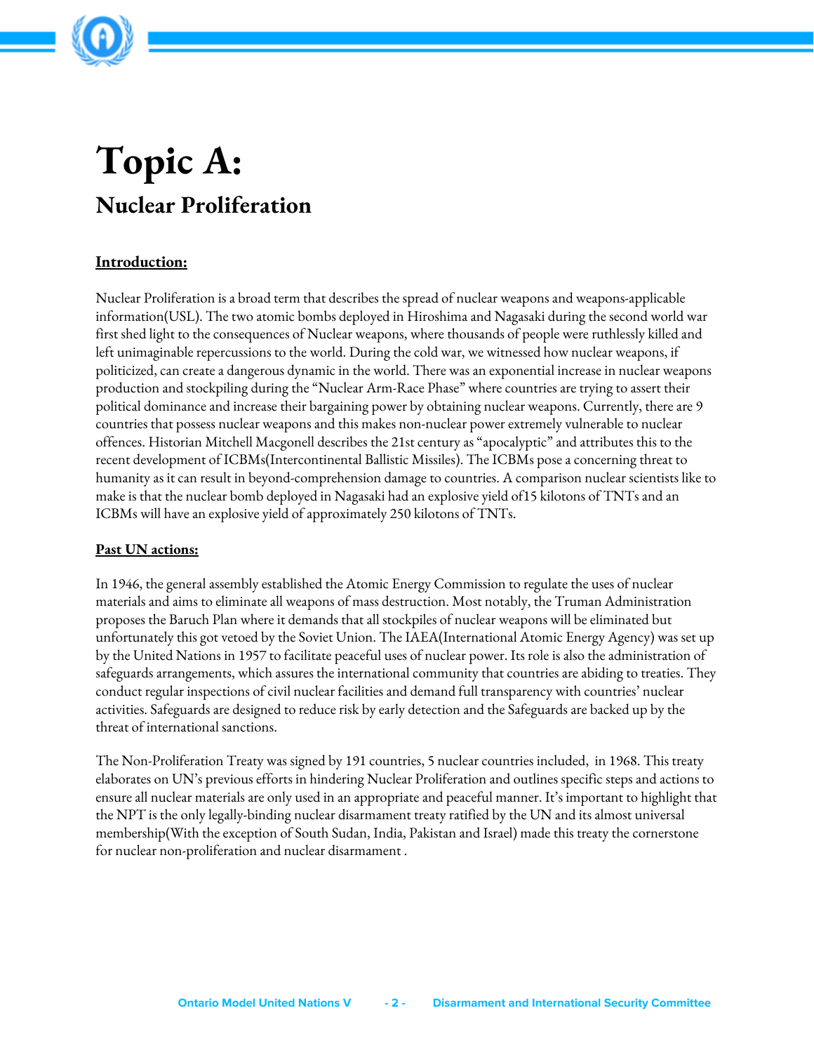# Topic A:

## Nuclear Proliferation

**<u>Introduction:</u>**

Nuclear Proliferation is a broad term that describes the spread of nuclear weapons and weapons-applicable information(USL). The two atomic bombs deployed in Hiroshima and Nagasaki during the second world war first shed light to the consequences of Nuclear weapons, where thousands of people were ruthlessly killed and left unimaginable repercussions to the world. During the cold war, we witnessed how nuclear weapons, if politicized, can create a dangerous dynamic in the world. There was an exponential increase in nuclear weapons production and stockpiling during the "Nuclear Arm-Race Phase" where countries are trying to assert their political dominance and increase their bargaining power by obtaining nuclear weapons. Currently, there are 9 countries that possess nuclear weapons and this makes non-nuclear power extremely vulnerable to nuclear offences. Historian Mitchell Macgonell describes the 21st century as "apocalyptic" and attributes this to the recent development of ICBMs(Intercontinental Ballistic Missiles). The ICBMs pose a concerning threat to humanity as it can result in beyond-comprehension damage to countries. A comparison nuclear scientists like to make is that the nuclear bomb deployed in Nagasaki had an explosive yield of15 kilotons of TNTs and an ICBMs will have an explosive yield of approximately 250 kilotons of TNTs.

**<u>Past UN actions:</u>**

In 1946, the general assembly established the Atomic Energy Commission to regulate the uses of nuclear materials and aims to eliminate all weapons of mass destruction. Most notably, the Truman Administration proposes the Baruch Plan where it demands that all stockpiles of nuclear weapons will be eliminated but unfortunately this got vetoed by the Soviet Union. The IAEA(International Atomic Energy Agency) was set up by the United Nations in 1957 to facilitate peaceful uses of nuclear power. Its role is also the administration of safeguards arrangements, which assures the international community that countries are abiding to treaties. They conduct regular inspections of civil nuclear facilities and demand full transparency with countries' nuclear activities. Safeguards are designed to reduce risk by early detection and the Safeguards are backed up by the threat of international sanctions.

The Non-Proliferation Treaty was signed by 191 countries, 5 nuclear countries included, in 1968. This treaty elaborates on UN's previous efforts in hindering Nuclear Proliferation and outlines specific steps and actions to ensure all nuclear materials are only used in an appropriate and peaceful manner. It's important to highlight that the NPT is the only legally-binding nuclear disarmament treaty ratified by the UN and its almost universal membership(With the exception of South Sudan, India, Pakistan and Israel) made this treaty the cornerstone for nuclear non-proliferation and nuclear disarmament .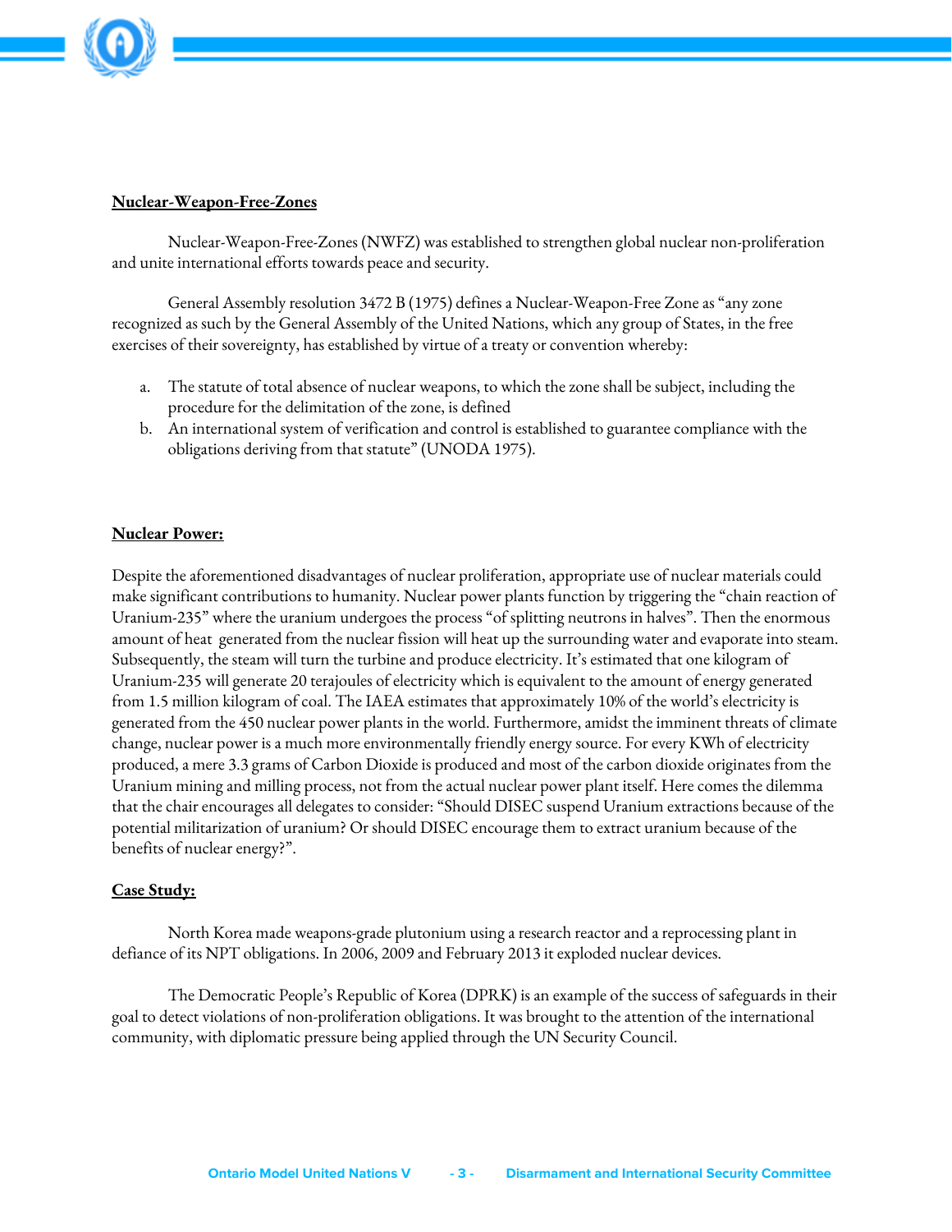**Nuclear-Weapon-Free-Zones**

Nuclear-Weapon-Free-Zones (NWFZ) was established to strengthen global nuclear non-proliferation and unite international efforts towards peace and security.

General Assembly resolution 3472 B (1975) defines a Nuclear-Weapon-Free Zone as "any zone recognized as such by the General Assembly of the United Nations, which any group of States, in the free exercises of their sovereignty, has established by virtue of a treaty or convention whereby:

a. The statute of total absence of nuclear weapons, to which the zone shall be subject, including the procedure for the delimitation of the zone, is defined
b. An international system of verification and control is established to guarantee compliance with the obligations deriving from that statute" (UNODA 1975).

**Nuclear Power:**

Despite the aforementioned disadvantages of nuclear proliferation, appropriate use of nuclear materials could make significant contributions to humanity. Nuclear power plants function by triggering the "chain reaction of Uranium-235" where the uranium undergoes the process "of splitting neutrons in halves". Then the enormous amount of heat generated from the nuclear fission will heat up the surrounding water and evaporate into steam. Subsequently, the steam will turn the turbine and produce electricity. It's estimated that one kilogram of Uranium-235 will generate 20 terajoules of electricity which is equivalent to the amount of energy generated from 1.5 million kilogram of coal. The IAEA estimates that approximately 10% of the world's electricity is generated from the 450 nuclear power plants in the world. Furthermore, amidst the imminent threats of climate change, nuclear power is a much more environmentally friendly energy source. For every KWh of electricity produced, a mere 3.3 grams of Carbon Dioxide is produced and most of the carbon dioxide originates from the Uranium mining and milling process, not from the actual nuclear power plant itself. Here comes the dilemma that the chair encourages all delegates to consider: "Should DISEC suspend Uranium extractions because of the potential militarization of uranium? Or should DISEC encourage them to extract uranium because of the benefits of nuclear energy?".

**Case Study:**

North Korea made weapons-grade plutonium using a research reactor and a reprocessing plant in defiance of its NPT obligations. In 2006, 2009 and February 2013 it exploded nuclear devices.

The Democratic People's Republic of Korea (DPRK) is an example of the success of safeguards in their goal to detect violations of non-proliferation obligations. It was brought to the attention of the international community, with diplomatic pressure being applied through the UN Security Council.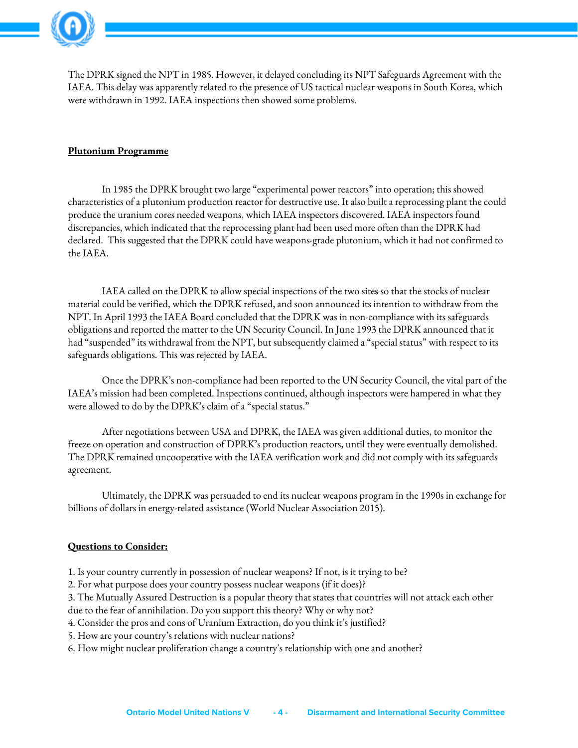The DPRK signed the NPT in 1985. However, it delayed concluding its NPT Safeguards Agreement with the IAEA. This delay was apparently related to the presence of US tactical nuclear weapons in South Korea, which were withdrawn in 1992. IAEA inspections then showed some problems.

**Plutonium Programme**

In 1985 the DPRK brought two large "experimental power reactors" into operation; this showed characteristics of a plutonium production reactor for destructive use. It also built a reprocessing plant the could produce the uranium cores needed weapons, which IAEA inspectors discovered. IAEA inspectors found discrepancies, which indicated that the reprocessing plant had been used more often than the DPRK had declared. This suggested that the DPRK could have weapons-grade plutonium, which it had not confirmed to the IAEA.

IAEA called on the DPRK to allow special inspections of the two sites so that the stocks of nuclear material could be verified, which the DPRK refused, and soon announced its intention to withdraw from the NPT. In April 1993 the IAEA Board concluded that the DPRK was in non-compliance with its safeguards obligations and reported the matter to the UN Security Council. In June 1993 the DPRK announced that it had "suspended" its withdrawal from the NPT, but subsequently claimed a "special status" with respect to its safeguards obligations. This was rejected by IAEA.

Once the DPRK's non-compliance had been reported to the UN Security Council, the vital part of the IAEA's mission had been completed. Inspections continued, although inspectors were hampered in what they were allowed to do by the DPRK's claim of a "special status."

After negotiations between USA and DPRK, the IAEA was given additional duties, to monitor the freeze on operation and construction of DPRK's production reactors, until they were eventually demolished. The DPRK remained uncooperative with the IAEA verification work and did not comply with its safeguards agreement.

Ultimately, the DPRK was persuaded to end its nuclear weapons program in the 1990s in exchange for billions of dollars in energy-related assistance (World Nuclear Association 2015).

**Questions to Consider:**

1. Is your country currently in possession of nuclear weapons? If not, is it trying to be?
2. For what purpose does your country possess nuclear weapons (if it does)?
3. The Mutually Assured Destruction is a popular theory that states that countries will not attack each other due to the fear of annihilation. Do you support this theory? Why or why not?
4. Consider the pros and cons of Uranium Extraction, do you think it's justified?
5. How are your country's relations with nuclear nations?
6. How might nuclear proliferation change a country's relationship with one and another?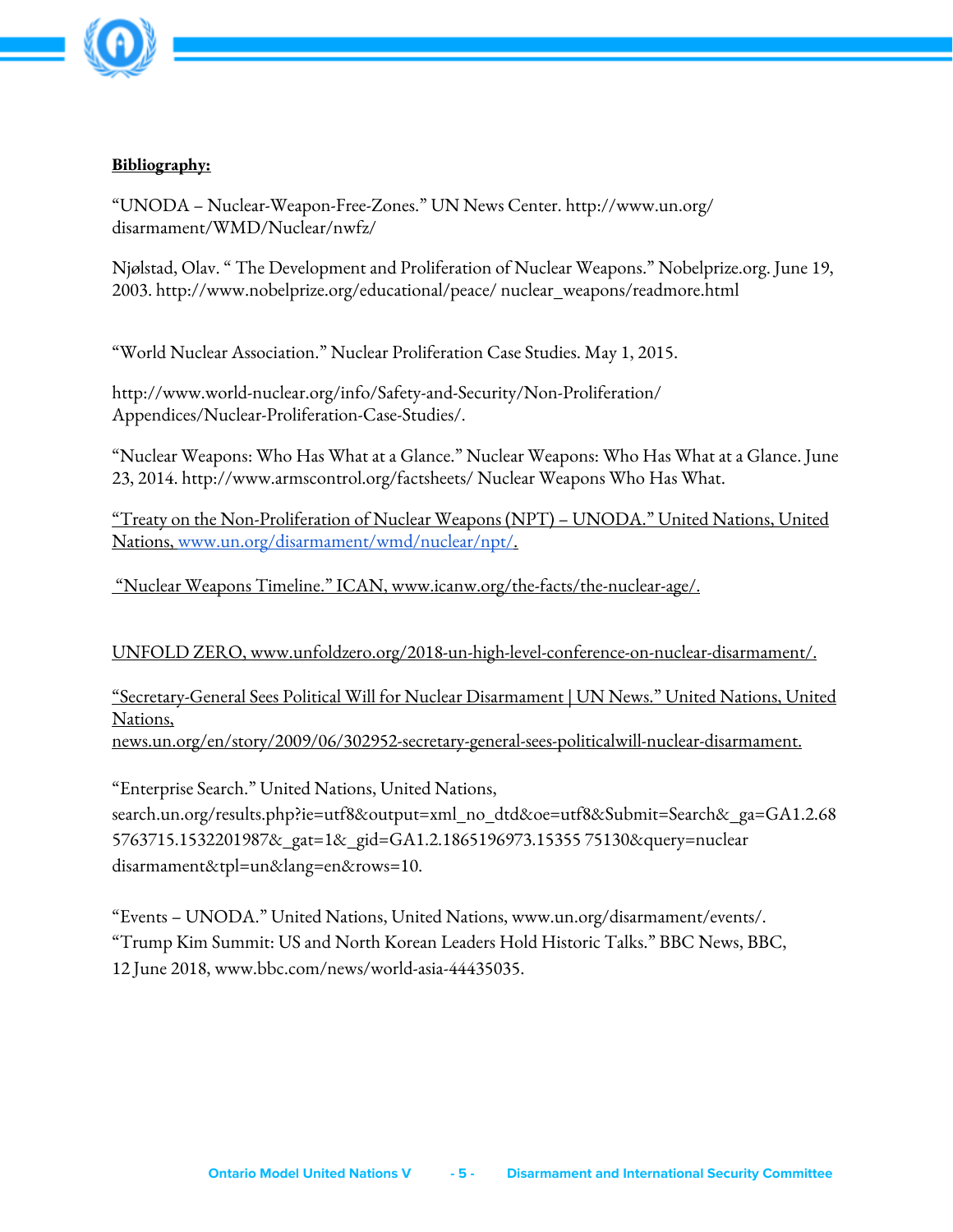**Bibliography:**

"UNODA – Nuclear-Weapon-Free-Zones." UN News Center. http://www.un.org/disarmament/WMD/Nuclear/nwfz/

Njølstad, Olav. " The Development and Proliferation of Nuclear Weapons." Nobelprize.org. June 19, 2003. http://www.nobelprize.org/educational/peace/ nuclear_weapons/readmore.html

"World Nuclear Association." Nuclear Proliferation Case Studies. May 1, 2015.

http://www.world-nuclear.org/info/Safety-and-Security/Non-Proliferation/Appendices/Nuclear-Proliferation-Case-Studies/.

"Nuclear Weapons: Who Has What at a Glance." Nuclear Weapons: Who Has What at a Glance. June 23, 2014. http://www.armscontrol.org/factsheets/ Nuclear Weapons Who Has What.

"Treaty on the Non-Proliferation of Nuclear Weapons (NPT) – UNODA." United Nations, United Nations, www.un.org/disarmament/wmd/nuclear/npt/.

"Nuclear Weapons Timeline." ICAN, www.icanw.org/the-facts/the-nuclear-age/.

UNFOLD ZERO, www.unfoldzero.org/2018-un-high-level-conference-on-nuclear-disarmament/.

"Secretary-General Sees Political Will for Nuclear Disarmament | UN News." United Nations, United Nations, news.un.org/en/story/2009/06/302952-secretary-general-sees-politicalwill-nuclear-disarmament.

"Enterprise Search." United Nations, United Nations, search.un.org/results.php?ie=utf8&output=xml_no_dtd&oe=utf8&Submit=Search&_ga=GA1.2.685763715.1532201987&_gat=1&_gid=GA1.2.1865196973.15355 75130&query=nuclear disarmament&tpl=un&lang=en&rows=10.

"Events – UNODA." United Nations, United Nations, www.un.org/disarmament/events/.

"Trump Kim Summit: US and North Korean Leaders Hold Historic Talks." BBC News, BBC, 12 June 2018, www.bbc.com/news/world-asia-44435035.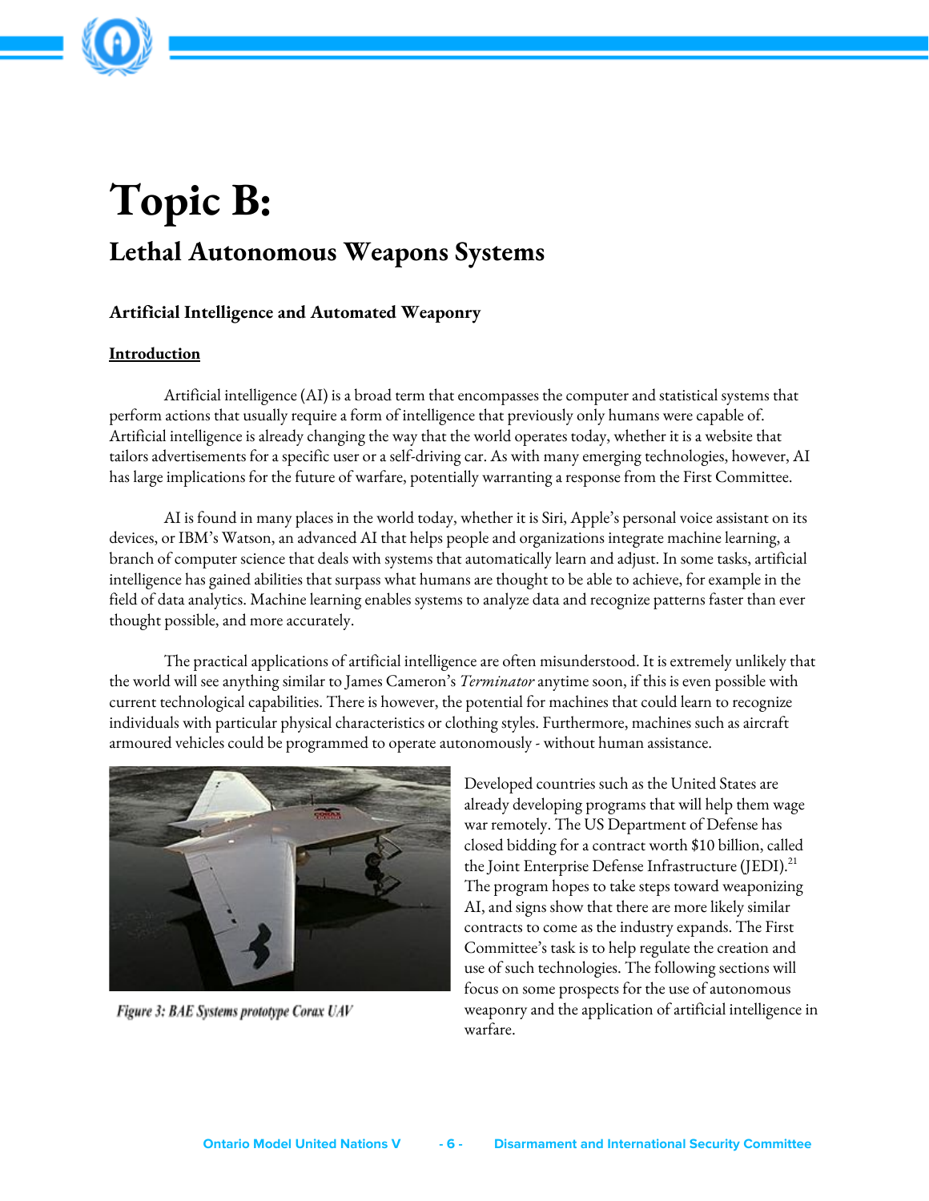# Topic B:

## Lethal Autonomous Weapons Systems

### Artificial Intelligence and Automated Weaponry

**Introduction**

Artificial intelligence (AI) is a broad term that encompasses the computer and statistical systems that perform actions that usually require a form of intelligence that previously only humans were capable of. Artificial intelligence is already changing the way that the world operates today, whether it is a website that tailors advertisements for a specific user or a self-driving car. As with many emerging technologies, however, AI has large implications for the future of warfare, potentially warranting a response from the First Committee.

AI is found in many places in the world today, whether it is Siri, Apple's personal voice assistant on its devices, or IBM's Watson, an advanced AI that helps people and organizations integrate machine learning, a branch of computer science that deals with systems that automatically learn and adjust. In some tasks, artificial intelligence has gained abilities that surpass what humans are thought to be able to achieve, for example in the field of data analytics. Machine learning enables systems to analyze data and recognize patterns faster than ever thought possible, and more accurately.

The practical applications of artificial intelligence are often misunderstood. It is extremely unlikely that the world will see anything similar to James Cameron's *Terminator* anytime soon, if this is even possible with current technological capabilities. There is however, the potential for machines that could learn to recognize individuals with particular physical characteristics or clothing styles. Furthermore, machines such as aircraft armoured vehicles could be programmed to operate autonomously - without human assistance.

*Figure 3: BAE Systems prototype Corax UAV*

Developed countries such as the United States are already developing programs that will help them wage war remotely. The US Department of Defense has closed bidding for a contract worth $10 billion, called the Joint Enterprise Defense Infrastructure (JEDI).[21] The program hopes to take steps toward weaponizing AI, and signs show that there are more likely similar contracts to come as the industry expands. The First Committee's task is to help regulate the creation and use of such technologies. The following sections will focus on some prospects for the use of autonomous weaponry and the application of artificial intelligence in warfare.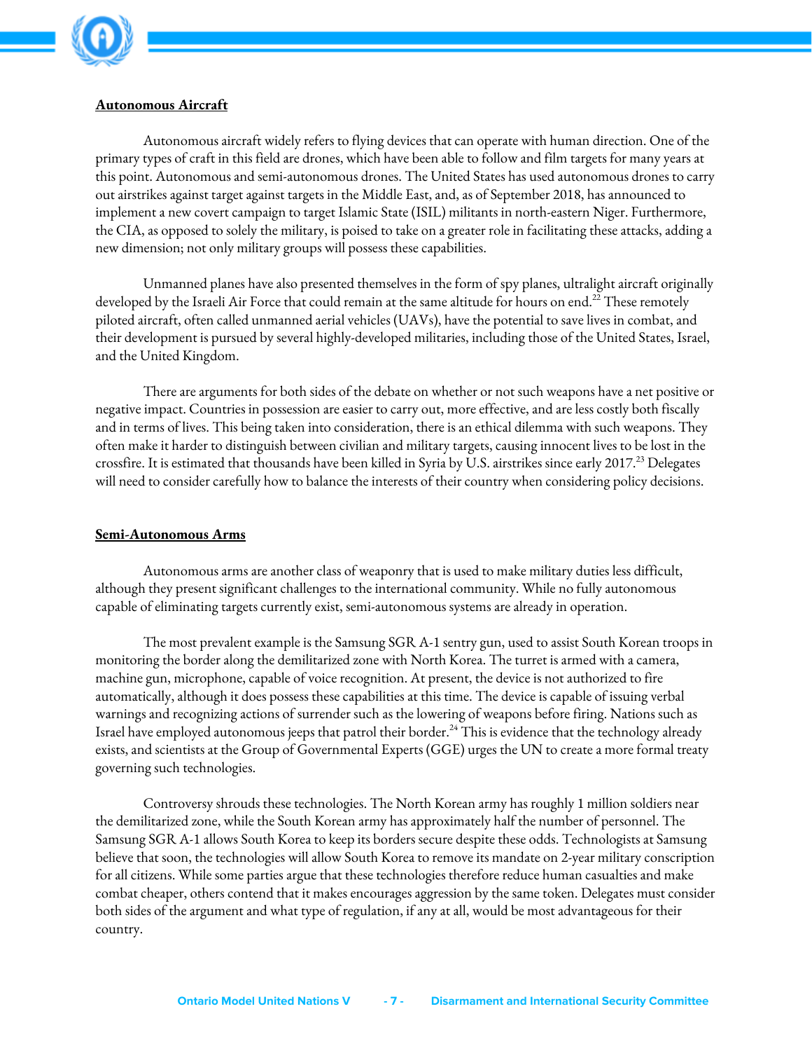**Autonomous Aircraft**

Autonomous aircraft widely refers to flying devices that can operate with human direction. One of the primary types of craft in this field are drones, which have been able to follow and film targets for many years at this point. Autonomous and semi-autonomous drones. The United States has used autonomous drones to carry out airstrikes against target against targets in the Middle East, and, as of September 2018, has announced to implement a new covert campaign to target Islamic State (ISIL) militants in north-eastern Niger. Furthermore, the CIA, as opposed to solely the military, is poised to take on a greater role in facilitating these attacks, adding a new dimension; not only military groups will possess these capabilities.

Unmanned planes have also presented themselves in the form of spy planes, ultralight aircraft originally developed by the Israeli Air Force that could remain at the same altitude for hours on end.[22] These remotely piloted aircraft, often called unmanned aerial vehicles (UAVs), have the potential to save lives in combat, and their development is pursued by several highly-developed militaries, including those of the United States, Israel, and the United Kingdom.

There are arguments for both sides of the debate on whether or not such weapons have a net positive or negative impact. Countries in possession are easier to carry out, more effective, and are less costly both fiscally and in terms of lives. This being taken into consideration, there is an ethical dilemma with such weapons. They often make it harder to distinguish between civilian and military targets, causing innocent lives to be lost in the crossfire. It is estimated that thousands have been killed in Syria by U.S. airstrikes since early 2017.[23] Delegates will need to consider carefully how to balance the interests of their country when considering policy decisions.

**Semi-Autonomous Arms**

Autonomous arms are another class of weaponry that is used to make military duties less difficult, although they present significant challenges to the international community. While no fully autonomous capable of eliminating targets currently exist, semi-autonomous systems are already in operation.

The most prevalent example is the Samsung SGR A-1 sentry gun, used to assist South Korean troops in monitoring the border along the demilitarized zone with North Korea. The turret is armed with a camera, machine gun, microphone, capable of voice recognition. At present, the device is not authorized to fire automatically, although it does possess these capabilities at this time. The device is capable of issuing verbal warnings and recognizing actions of surrender such as the lowering of weapons before firing. Nations such as Israel have employed autonomous jeeps that patrol their border.[24] This is evidence that the technology already exists, and scientists at the Group of Governmental Experts (GGE) urges the UN to create a more formal treaty governing such technologies.

Controversy shrouds these technologies. The North Korean army has roughly 1 million soldiers near the demilitarized zone, while the South Korean army has approximately half the number of personnel. The Samsung SGR A-1 allows South Korea to keep its borders secure despite these odds. Technologists at Samsung believe that soon, the technologies will allow South Korea to remove its mandate on 2-year military conscription for all citizens. While some parties argue that these technologies therefore reduce human casualties and make combat cheaper, others contend that it makes encourages aggression by the same token. Delegates must consider both sides of the argument and what type of regulation, if any at all, would be most advantageous for their country.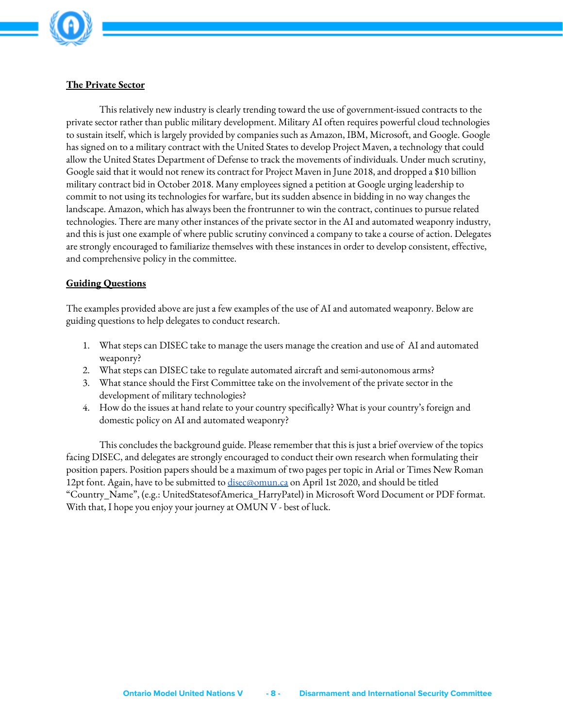**The Private Sector**

This relatively new industry is clearly trending toward the use of government-issued contracts to the private sector rather than public military development. Military AI often requires powerful cloud technologies to sustain itself, which is largely provided by companies such as Amazon, IBM, Microsoft, and Google. Google has signed on to a military contract with the United States to develop Project Maven, a technology that could allow the United States Department of Defense to track the movements of individuals. Under much scrutiny, Google said that it would not renew its contract for Project Maven in June 2018, and dropped a $10 billion military contract bid in October 2018. Many employees signed a petition at Google urging leadership to commit to not using its technologies for warfare, but its sudden absence in bidding in no way changes the landscape. Amazon, which has always been the frontrunner to win the contract, continues to pursue related technologies. There are many other instances of the private sector in the AI and automated weaponry industry, and this is just one example of where public scrutiny convinced a company to take a course of action. Delegates are strongly encouraged to familiarize themselves with these instances in order to develop consistent, effective, and comprehensive policy in the committee.

**Guiding Questions**

The examples provided above are just a few examples of the use of AI and automated weaponry. Below are guiding questions to help delegates to conduct research.

1. What steps can DISEC take to manage the users manage the creation and use of AI and automated weaponry?
2. What steps can DISEC take to regulate automated aircraft and semi-autonomous arms?
3. What stance should the First Committee take on the involvement of the private sector in the development of military technologies?
4. How do the issues at hand relate to your country specifically? What is your country's foreign and domestic policy on AI and automated weaponry?

This concludes the background guide. Please remember that this is just a brief overview of the topics facing DISEC, and delegates are strongly encouraged to conduct their own research when formulating their position papers. Position papers should be a maximum of two pages per topic in Arial or Times New Roman 12pt font. Again, have to be submitted to disec@omun.ca on April 1st 2020, and should be titled "Country_Name", (e.g.: UnitedStatesofAmerica_HarryPatel) in Microsoft Word Document or PDF format. With that, I hope you enjoy your journey at OMUN V - best of luck.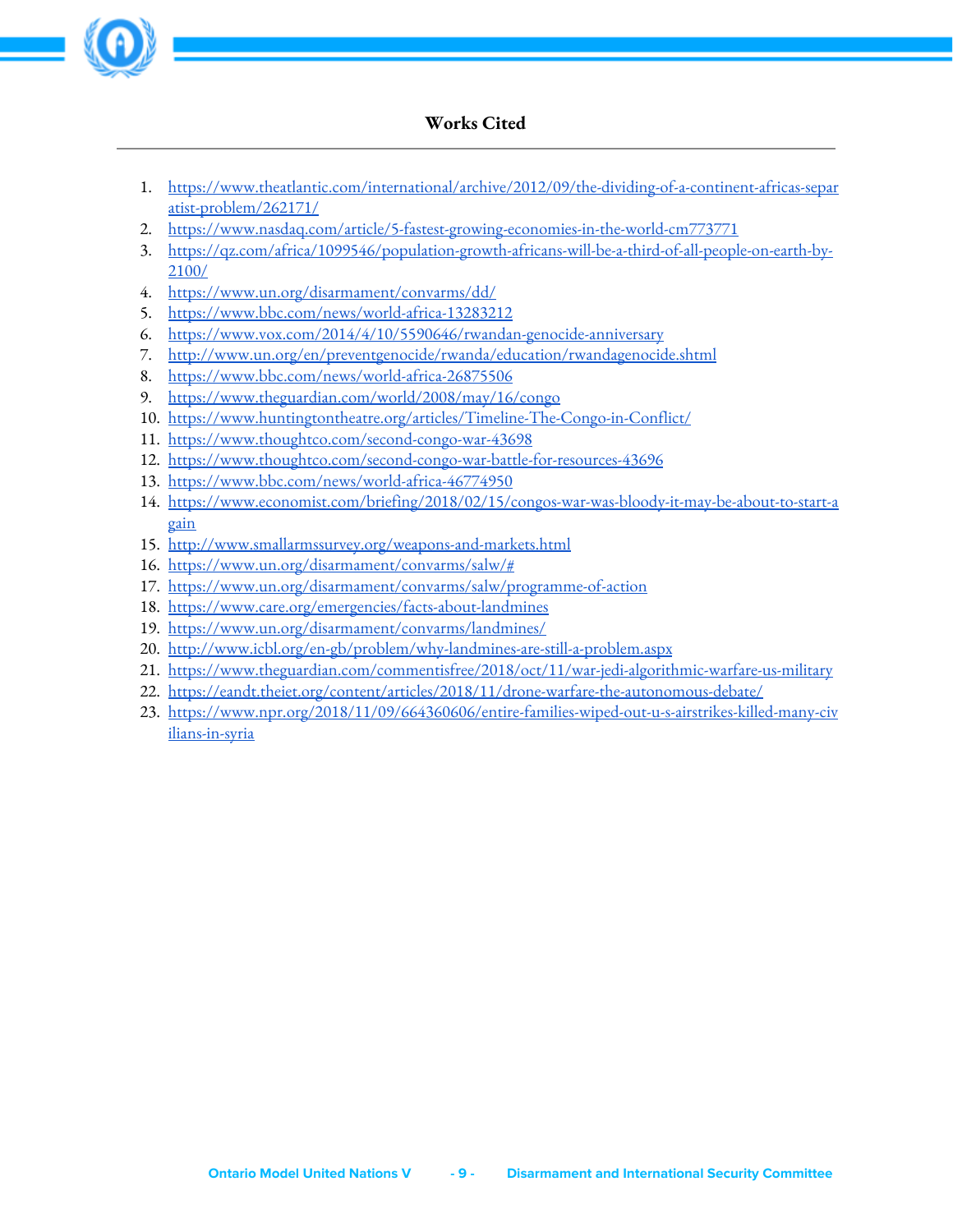## Works Cited

1. https://www.theatlantic.com/international/archive/2012/09/the-dividing-of-a-continent-africas-separatist-problem/262171/
2. https://www.nasdaq.com/article/5-fastest-growing-economies-in-the-world-cm773771
3. https://qz.com/africa/1099546/population-growth-africans-will-be-a-third-of-all-people-on-earth-by-2100/
4. https://www.un.org/disarmament/convarms/dd/
5. https://www.bbc.com/news/world-africa-13283212
6. https://www.vox.com/2014/4/10/5590646/rwandan-genocide-anniversary
7. http://www.un.org/en/preventgenocide/rwanda/education/rwandagenocide.shtml
8. https://www.bbc.com/news/world-africa-26875506
9. https://www.theguardian.com/world/2008/may/16/congo
10. https://www.huntingtontheatre.org/articles/Timeline-The-Congo-in-Conflict/
11. https://www.thoughtco.com/second-congo-war-43698
12. https://www.thoughtco.com/second-congo-war-battle-for-resources-43696
13. https://www.bbc.com/news/world-africa-46774950
14. https://www.economist.com/briefing/2018/02/15/congos-war-was-bloody-it-may-be-about-to-start-again
15. http://www.smallarmssurvey.org/weapons-and-markets.html
16. https://www.un.org/disarmament/convarms/salw/#
17. https://www.un.org/disarmament/convarms/salw/programme-of-action
18. https://www.care.org/emergencies/facts-about-landmines
19. https://www.un.org/disarmament/convarms/landmines/
20. http://www.icbl.org/en-gb/problem/why-landmines-are-still-a-problem.aspx
21. https://www.theguardian.com/commentisfree/2018/oct/11/war-jedi-algorithmic-warfare-us-military
22. https://eandt.theiet.org/content/articles/2018/11/drone-warfare-the-autonomous-debate/
23. https://www.npr.org/2018/11/09/664360606/entire-families-wiped-out-u-s-airstrikes-killed-many-civilians-in-syria